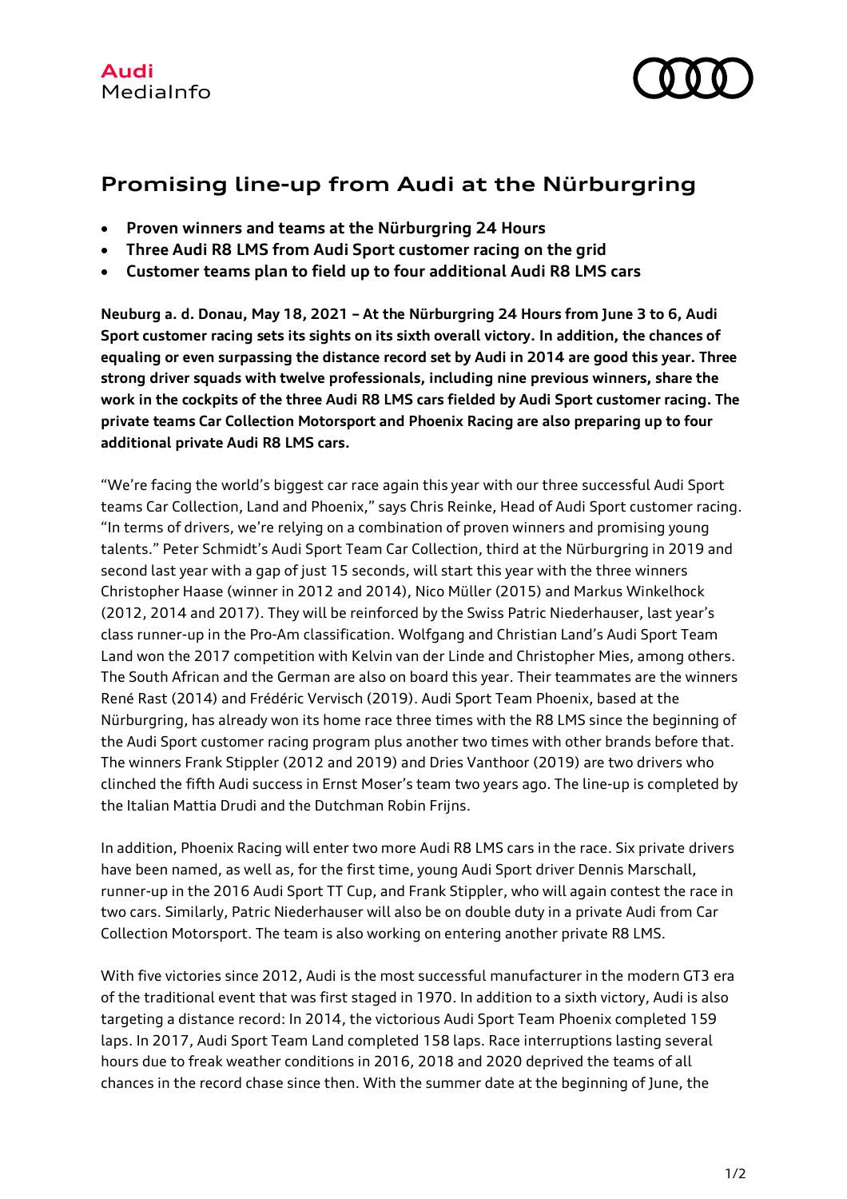Audi
MediaInfo

# Promising line-up from Audi at the Nürburgring

- **Proven winners and teams at the Nürburgring 24 Hours**
- **Three Audi R8 LMS from Audi Sport customer racing on the grid**
- **Customer teams plan to field up to four additional Audi R8 LMS cars**

**Neuburg a. d. Donau, May 18, 2021 – At the Nürburgring 24 Hours from June 3 to 6, Audi Sport customer racing sets its sights on its sixth overall victory. In addition, the chances of equaling or even surpassing the distance record set by Audi in 2014 are good this year. Three strong driver squads with twelve professionals, including nine previous winners, share the work in the cockpits of the three Audi R8 LMS cars fielded by Audi Sport customer racing. The private teams Car Collection Motorsport and Phoenix Racing are also preparing up to four additional private Audi R8 LMS cars.**

"We're facing the world's biggest car race again this year with our three successful Audi Sport teams Car Collection, Land and Phoenix," says Chris Reinke, Head of Audi Sport customer racing. "In terms of drivers, we're relying on a combination of proven winners and promising young talents." Peter Schmidt's Audi Sport Team Car Collection, third at the Nürburgring in 2019 and second last year with a gap of just 15 seconds, will start this year with the three winners Christopher Haase (winner in 2012 and 2014), Nico Müller (2015) and Markus Winkelhock (2012, 2014 and 2017). They will be reinforced by the Swiss Patric Niederhauser, last year's class runner-up in the Pro-Am classification. Wolfgang and Christian Land's Audi Sport Team Land won the 2017 competition with Kelvin van der Linde and Christopher Mies, among others. The South African and the German are also on board this year. Their teammates are the winners René Rast (2014) and Frédéric Vervisch (2019). Audi Sport Team Phoenix, based at the Nürburgring, has already won its home race three times with the R8 LMS since the beginning of the Audi Sport customer racing program plus another two times with other brands before that. The winners Frank Stippler (2012 and 2019) and Dries Vanthoor (2019) are two drivers who clinched the fifth Audi success in Ernst Moser's team two years ago. The line-up is completed by the Italian Mattia Drudi and the Dutchman Robin Frijns.

In addition, Phoenix Racing will enter two more Audi R8 LMS cars in the race. Six private drivers have been named, as well as, for the first time, young Audi Sport driver Dennis Marschall, runner-up in the 2016 Audi Sport TT Cup, and Frank Stippler, who will again contest the race in two cars. Similarly, Patric Niederhauser will also be on double duty in a private Audi from Car Collection Motorsport. The team is also working on entering another private R8 LMS.

With five victories since 2012, Audi is the most successful manufacturer in the modern GT3 era of the traditional event that was first staged in 1970. In addition to a sixth victory, Audi is also targeting a distance record: In 2014, the victorious Audi Sport Team Phoenix completed 159 laps. In 2017, Audi Sport Team Land completed 158 laps. Race interruptions lasting several hours due to freak weather conditions in 2016, 2018 and 2020 deprived the teams of all chances in the record chase since then. With the summer date at the beginning of June, the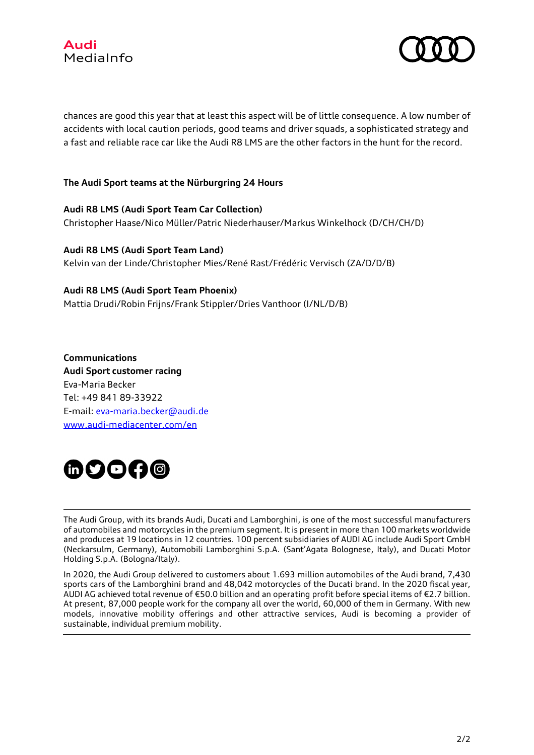chances are good this year that at least this aspect will be of little consequence. A low number of accidents with local caution periods, good teams and driver squads, a sophisticated strategy and a fast and reliable race car like the Audi R8 LMS are the other factors in the hunt for the record.

**The Audi Sport teams at the Nürburgring 24 Hours**

**Audi R8 LMS (Audi Sport Team Car Collection)**
Christopher Haase/Nico Müller/Patric Niederhauser/Markus Winkelhock (D/CH/CH/D)

**Audi R8 LMS (Audi Sport Team Land)**
Kelvin van der Linde/Christopher Mies/René Rast/Frédéric Vervisch (ZA/D/D/B)

**Audi R8 LMS (Audi Sport Team Phoenix)**
Mattia Drudi/Robin Frijns/Frank Stippler/Dries Vanthoor (I/NL/D/B)

**Communications**
**Audi Sport customer racing**
Eva-Maria Becker
Tel: +49 841 89-33922
E-mail: eva-maria.becker@audi.de
www.audi-mediacenter.com/en

---

The Audi Group, with its brands Audi, Ducati and Lamborghini, is one of the most successful manufacturers of automobiles and motorcycles in the premium segment. It is present in more than 100 markets worldwide and produces at 19 locations in 12 countries. 100 percent subsidiaries of AUDI AG include Audi Sport GmbH (Neckarsulm, Germany), Automobili Lamborghini S.p.A. (Sant'Agata Bolognese, Italy), and Ducati Motor Holding S.p.A. (Bologna/Italy).

In 2020, the Audi Group delivered to customers about 1.693 million automobiles of the Audi brand, 7,430 sports cars of the Lamborghini brand and 48,042 motorcycles of the Ducati brand. In the 2020 fiscal year, AUDI AG achieved total revenue of €50.0 billion and an operating profit before special items of €2.7 billion. At present, 87,000 people work for the company all over the world, 60,000 of them in Germany. With new models, innovative mobility offerings and other attractive services, Audi is becoming a provider of sustainable, individual premium mobility.

---